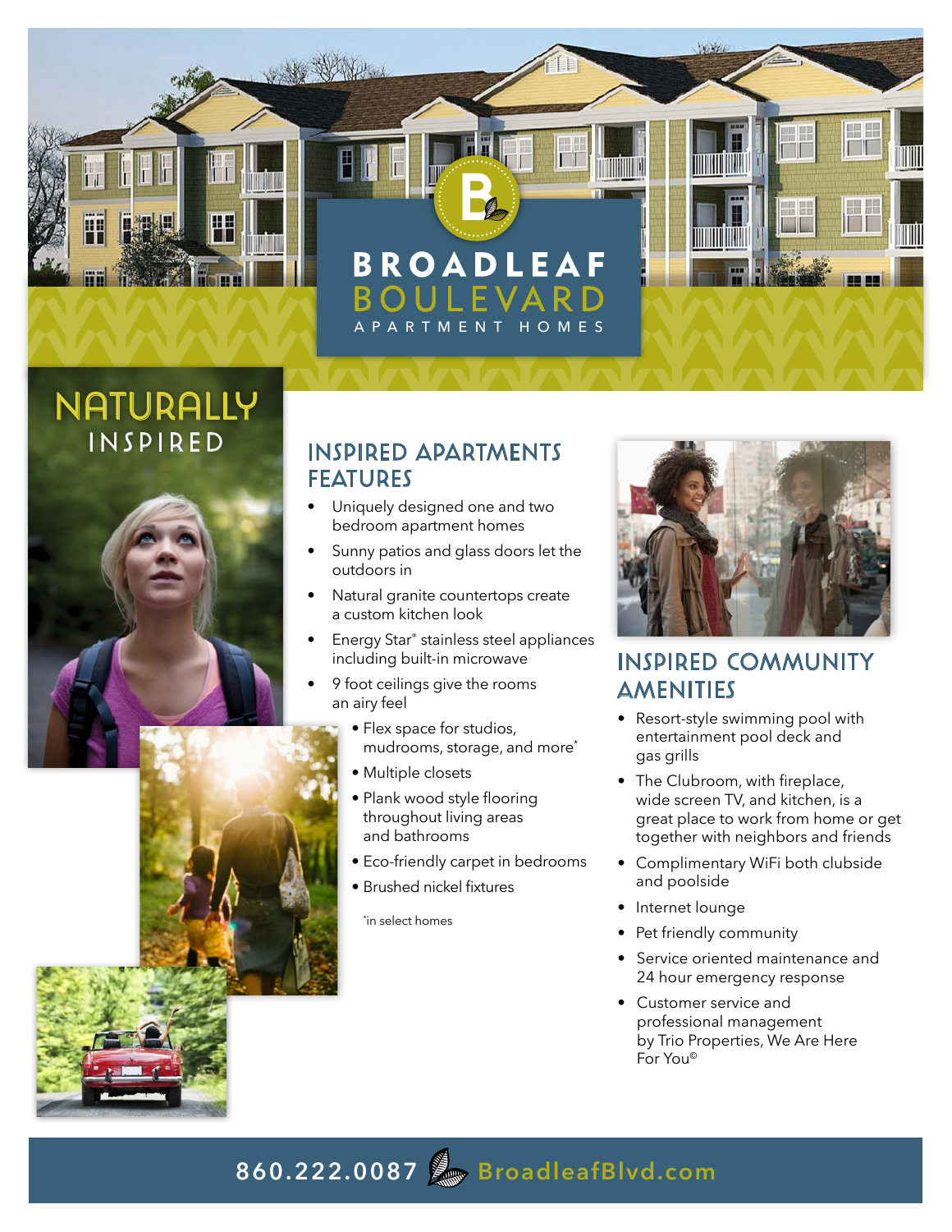# BROADLEAF BOULEVARD
APARTMENT HOMES

## NATURALLY INSPIRED

## INSPIRED APARTMENTS FEATURES

- Uniquely designed one and two bedroom apartment homes
- Sunny patios and glass doors let the outdoors in
- Natural granite countertops create a custom kitchen look
- Energy Star® stainless steel appliances including built-in microwave
- 9 foot ceilings give the rooms an airy feel
- Flex space for studios, mudrooms, storage, and more*
- Multiple closets
- Plank wood style flooring throughout living areas and bathrooms
- Eco-friendly carpet in bedrooms
- Brushed nickel fixtures

*in select homes

## INSPIRED COMMUNITY AMENITIES

- Resort-style swimming pool with entertainment pool deck and gas grills
- The Clubroom, with fireplace, wide screen TV, and kitchen, is a great place to work from home or get together with neighbors and friends
- Complimentary WiFi both clubside and poolside
- Internet lounge
- Pet friendly community
- Service oriented maintenance and 24 hour emergency response
- Customer service and professional management by Trio Properties, We Are Here For You©

860.222.0087 BroadleafBlvd.com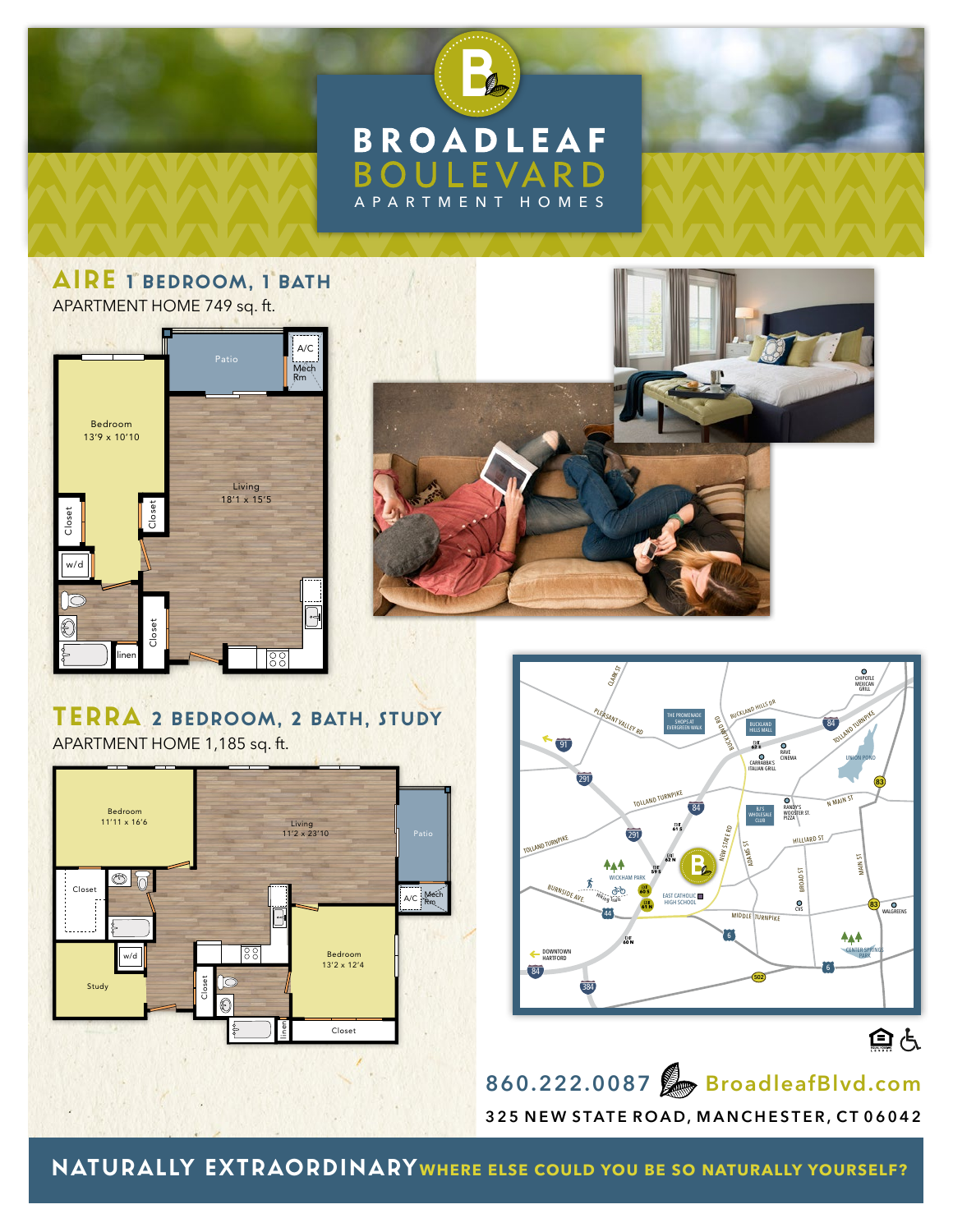# BROADLEAF BOULEVARD

APARTMENT HOMES

## AIRE 1 BEDROOM, 1 BATH

APARTMENT HOME 749 sq. ft.

Patio
A/C
Mech Rm
Bedroom 13'9 x 10'10
Living 18'1 x 15'5
Closet
Closet
w/d
Closet
linen

## TERRA 2 BEDROOM, 2 BATH, STUDY

APARTMENT HOME 1,185 sq. ft.

Bedroom 11'11 x 16'6
Living 11'2 x 23'10
Patio
Closet
A/C
Mech Rm
w/d
Study
Bedroom 13'2 x 12'4
Closet
linen
Closet

860.222.0087 BroadleafBlvd.com

325 NEW STATE ROAD, MANCHESTER, CT 06042

**NATURALLY EXTRAORDINARY** WHERE ELSE COULD YOU BE SO NATURALLY YOURSELF?